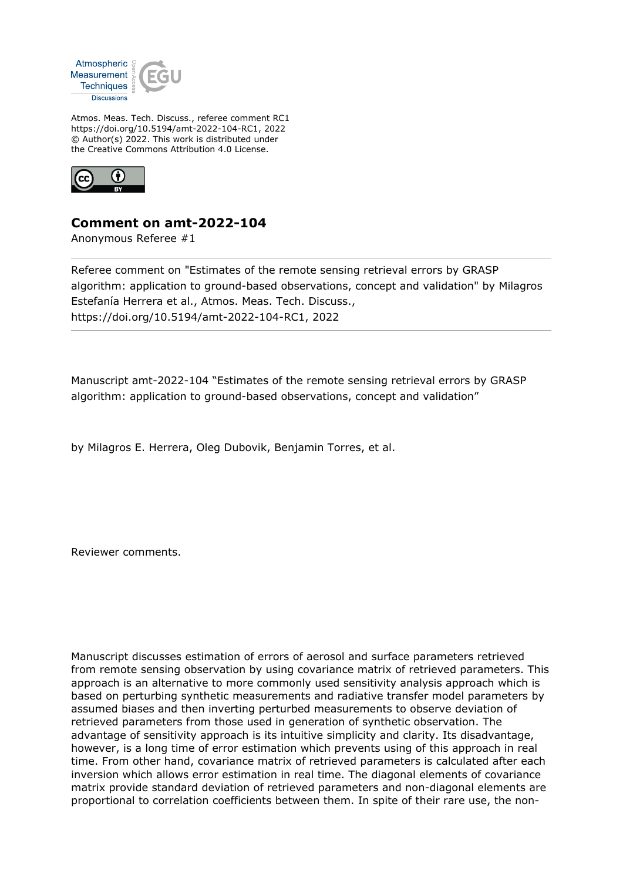Atmos. Meas. Tech. Discuss., referee comment RC1
https://doi.org/10.5194/amt-2022-104-RC1, 2022
© Author(s) 2022. This work is distributed under
the Creative Commons Attribution 4.0 License.

## Comment on amt-2022-104

Anonymous Referee #1

Referee comment on "Estimates of the remote sensing retrieval errors by GRASP algorithm: application to ground-based observations, concept and validation" by Milagros Estefanía Herrera et al., Atmos. Meas. Tech. Discuss., https://doi.org/10.5194/amt-2022-104-RC1, 2022

Manuscript amt-2022-104 "Estimates of the remote sensing retrieval errors by GRASP algorithm: application to ground-based observations, concept and validation"

by Milagros E. Herrera, Oleg Dubovik, Benjamin Torres, et al.

Reviewer comments.

Manuscript discusses estimation of errors of aerosol and surface parameters retrieved from remote sensing observation by using covariance matrix of retrieved parameters. This approach is an alternative to more commonly used sensitivity analysis approach which is based on perturbing synthetic measurements and radiative transfer model parameters by assumed biases and then inverting perturbed measurements to observe deviation of retrieved parameters from those used in generation of synthetic observation. The advantage of sensitivity approach is its intuitive simplicity and clarity. Its disadvantage, however, is a long time of error estimation which prevents using of this approach in real time. From other hand, covariance matrix of retrieved parameters is calculated after each inversion which allows error estimation in real time. The diagonal elements of covariance matrix provide standard deviation of retrieved parameters and non-diagonal elements are proportional to correlation coefficients between them. In spite of their rare use, the non-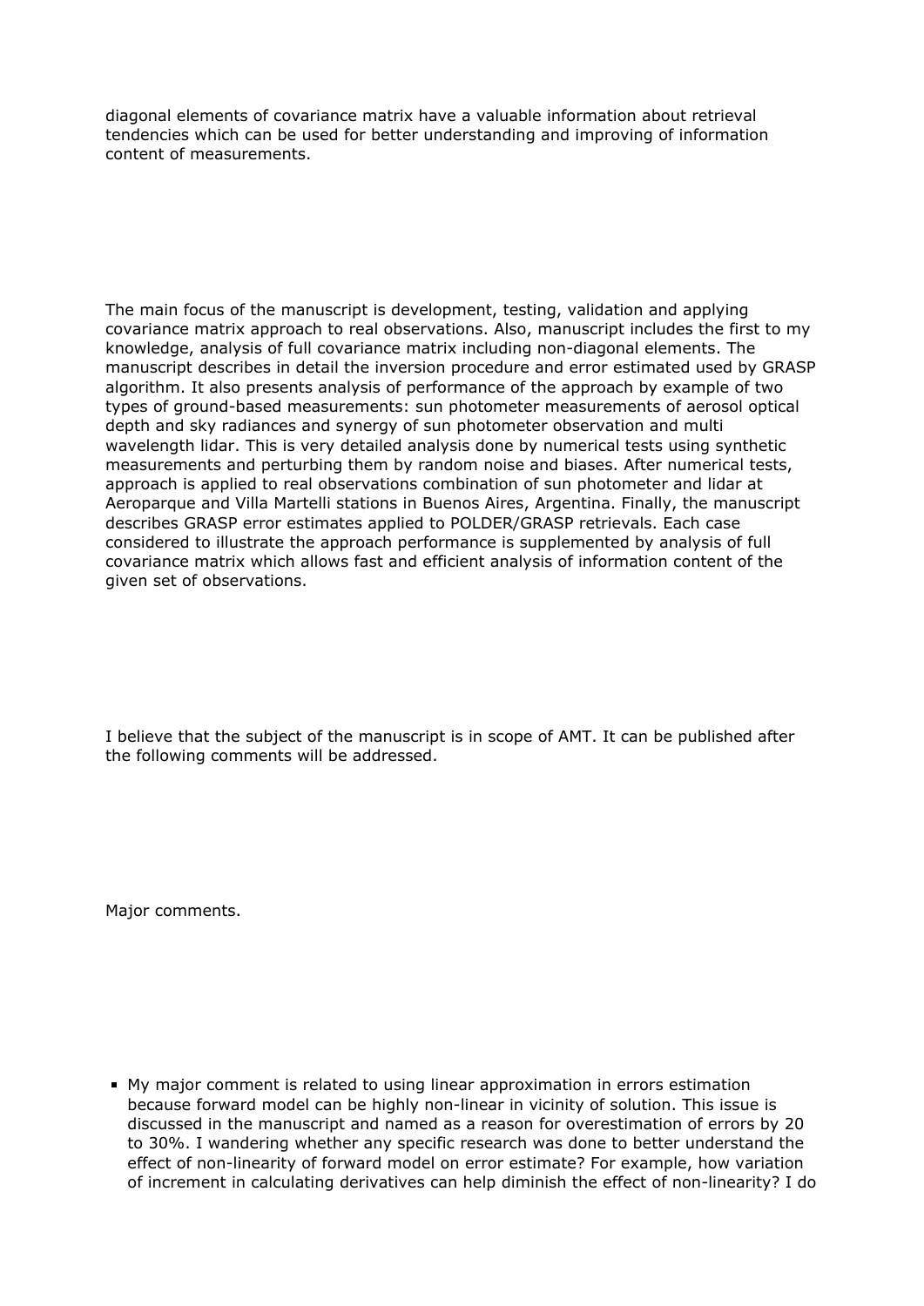diagonal elements of covariance matrix have a valuable information about retrieval tendencies which can be used for better understanding and improving of information content of measurements.

The main focus of the manuscript is development, testing, validation and applying covariance matrix approach to real observations. Also, manuscript includes the first to my knowledge, analysis of full covariance matrix including non-diagonal elements. The manuscript describes in detail the inversion procedure and error estimated used by GRASP algorithm. It also presents analysis of performance of the approach by example of two types of ground-based measurements: sun photometer measurements of aerosol optical depth and sky radiances and synergy of sun photometer observation and multi wavelength lidar. This is very detailed analysis done by numerical tests using synthetic measurements and perturbing them by random noise and biases. After numerical tests, approach is applied to real observations combination of sun photometer and lidar at Aeroparque and Villa Martelli stations in Buenos Aires, Argentina. Finally, the manuscript describes GRASP error estimates applied to POLDER/GRASP retrievals. Each case considered to illustrate the approach performance is supplemented by analysis of full covariance matrix which allows fast and efficient analysis of information content of the given set of observations.

I believe that the subject of the manuscript is in scope of AMT. It can be published after the following comments will be addressed.

Major comments.

- My major comment is related to using linear approximation in errors estimation because forward model can be highly non-linear in vicinity of solution. This issue is discussed in the manuscript and named as a reason for overestimation of errors by 20 to 30%. I wandering whether any specific research was done to better understand the effect of non-linearity of forward model on error estimate? For example, how variation of increment in calculating derivatives can help diminish the effect of non-linearity? I do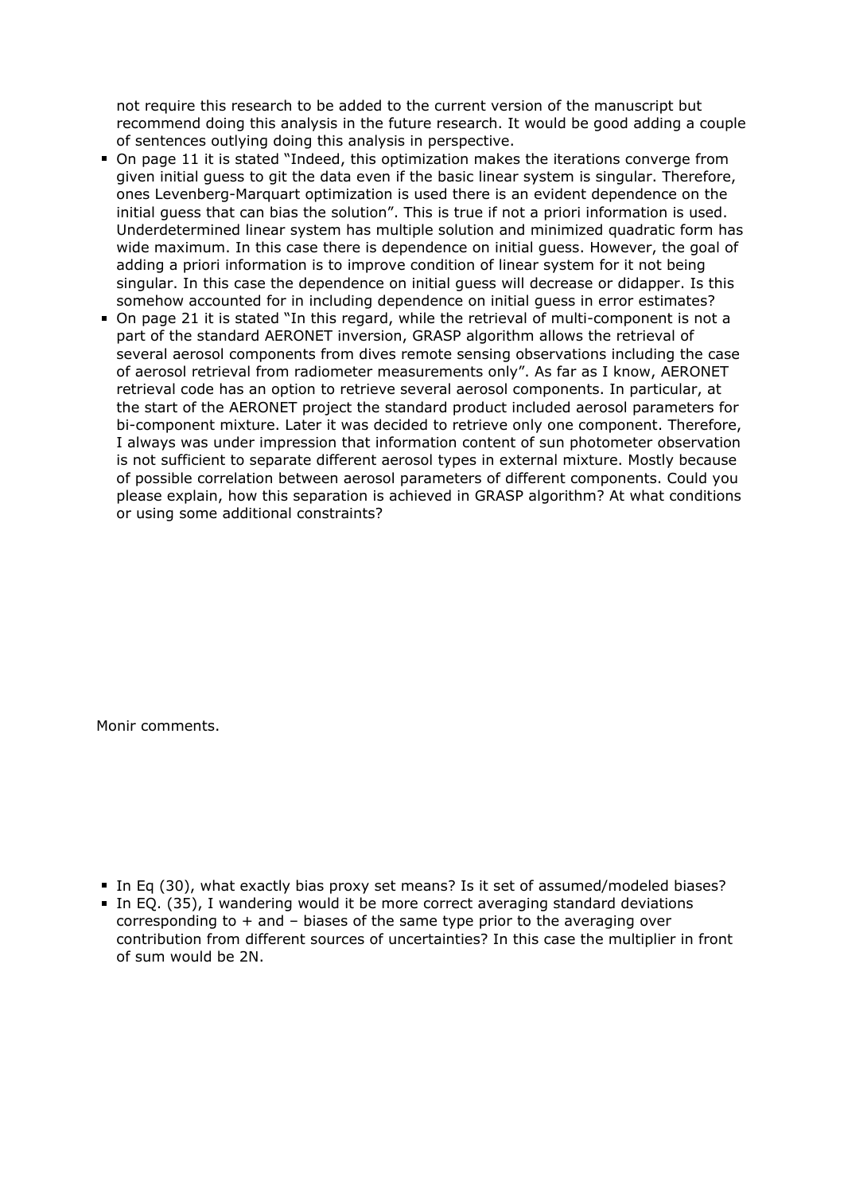not require this research to be added to the current version of the manuscript but recommend doing this analysis in the future research. It would be good adding a couple of sentences outlying doing this analysis in perspective.

- On page 11 it is stated "Indeed, this optimization makes the iterations converge from given initial guess to git the data even if the basic linear system is singular. Therefore, ones Levenberg-Marquart optimization is used there is an evident dependence on the initial guess that can bias the solution". This is true if not a priori information is used. Underdetermined linear system has multiple solution and minimized quadratic form has wide maximum. In this case there is dependence on initial guess. However, the goal of adding a priori information is to improve condition of linear system for it not being singular. In this case the dependence on initial guess will decrease or didapper. Is this somehow accounted for in including dependence on initial guess in error estimates?
- On page 21 it is stated "In this regard, while the retrieval of multi-component is not a part of the standard AERONET inversion, GRASP algorithm allows the retrieval of several aerosol components from dives remote sensing observations including the case of aerosol retrieval from radiometer measurements only". As far as I know, AERONET retrieval code has an option to retrieve several aerosol components. In particular, at the start of the AERONET project the standard product included aerosol parameters for bi-component mixture. Later it was decided to retrieve only one component. Therefore, I always was under impression that information content of sun photometer observation is not sufficient to separate different aerosol types in external mixture. Mostly because of possible correlation between aerosol parameters of different components. Could you please explain, how this separation is achieved in GRASP algorithm? At what conditions or using some additional constraints?

Monir comments.

- In Eq (30), what exactly bias proxy set means? Is it set of assumed/modeled biases?
- In EQ. (35), I wandering would it be more correct averaging standard deviations corresponding to + and – biases of the same type prior to the averaging over contribution from different sources of uncertainties? In this case the multiplier in front of sum would be 2N.